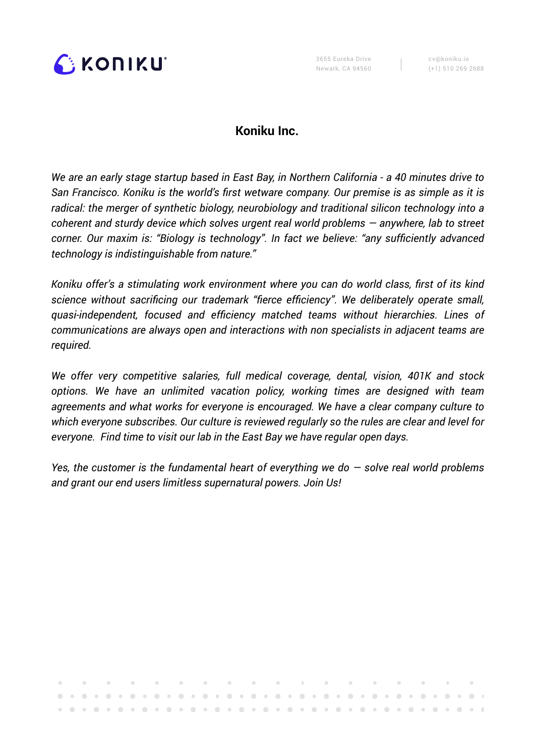KONIKU

3655 Eureka Drive
Newark, CA 94560

cv@koniku.io
(+1) 510 269 2688

## Koniku Inc.

*We are an early stage startup based in East Bay, in Northern California - a 40 minutes drive to San Francisco. Koniku is the world's first wetware company. Our premise is as simple as it is radical: the merger of synthetic biology, neurobiology and traditional silicon technology into a coherent and sturdy device which solves urgent real world problems — anywhere, lab to street corner. Our maxim is: "Biology is technology". In fact we believe: "any sufficiently advanced technology is indistinguishable from nature."*

*Koniku offer's a stimulating work environment where you can do world class, first of its kind science without sacrificing our trademark "fierce efficiency". We deliberately operate small, quasi-independent, focused and efficiency matched teams without hierarchies. Lines of communications are always open and interactions with non specialists in adjacent teams are required.*

*We offer very competitive salaries, full medical coverage, dental, vision, 401K and stock options. We have an unlimited vacation policy, working times are designed with team agreements and what works for everyone is encouraged. We have a clear company culture to which everyone subscribes. Our culture is reviewed regularly so the rules are clear and level for everyone. Find time to visit our lab in the East Bay we have regular open days.*

*Yes, the customer is the fundamental heart of everything we do — solve real world problems and grant our end users limitless supernatural powers. Join Us!*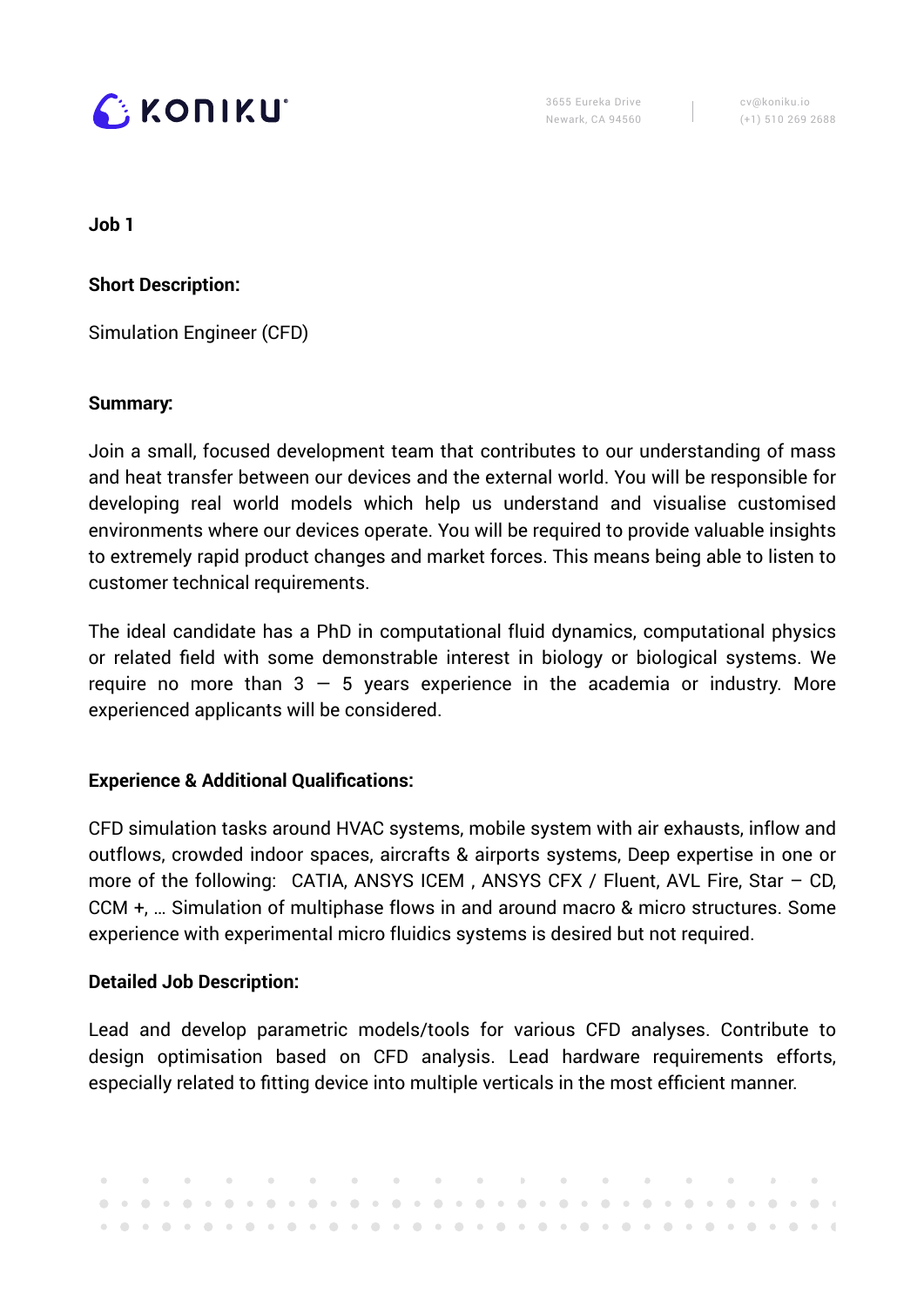**Job 1**

**Short Description:**

Simulation Engineer (CFD)

**Summary:**

Join a small, focused development team that contributes to our understanding of mass and heat transfer between our devices and the external world. You will be responsible for developing real world models which help us understand and visualise customised environments where our devices operate. You will be required to provide valuable insights to extremely rapid product changes and market forces. This means being able to listen to customer technical requirements.

The ideal candidate has a PhD in computational fluid dynamics, computational physics or related field with some demonstrable interest in biology or biological systems. We require no more than 3 — 5 years experience in the academia or industry. More experienced applicants will be considered.

**Experience & Additional Qualifications:**

CFD simulation tasks around HVAC systems, mobile system with air exhausts, inflow and outflows, crowded indoor spaces, aircrafts & airports systems, Deep expertise in one or more of the following: CATIA, ANSYS ICEM , ANSYS CFX / Fluent, AVL Fire, Star – CD, CCM +, … Simulation of multiphase flows in and around macro & micro structures. Some experience with experimental micro fluidics systems is desired but not required.

**Detailed Job Description:**

Lead and develop parametric models/tools for various CFD analyses. Contribute to design optimisation based on CFD analysis. Lead hardware requirements efforts, especially related to fitting device into multiple verticals in the most efficient manner.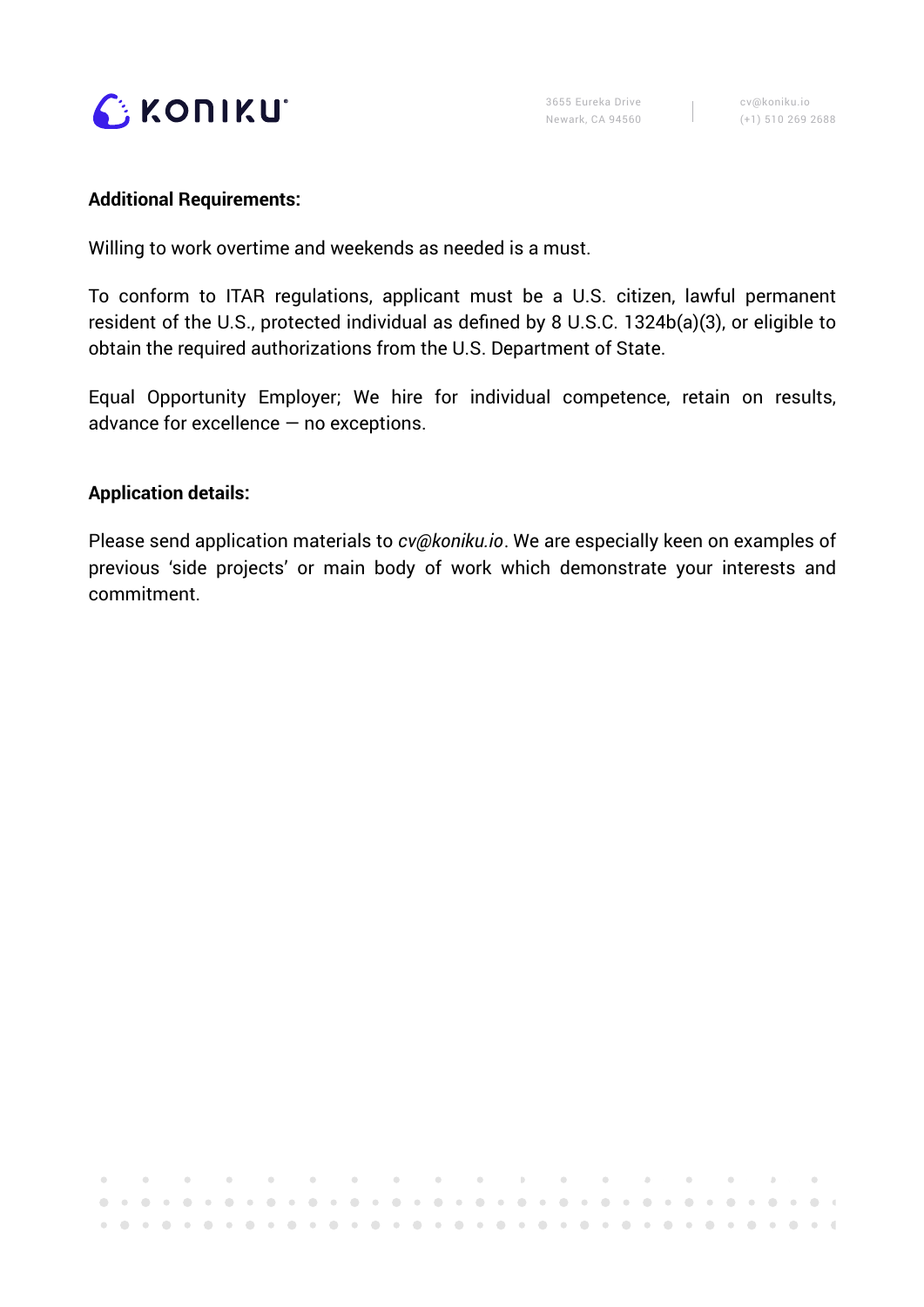**Additional Requirements:**

Willing to work overtime and weekends as needed is a must.

To conform to ITAR regulations, applicant must be a U.S. citizen, lawful permanent resident of the U.S., protected individual as defined by 8 U.S.C. 1324b(a)(3), or eligible to obtain the required authorizations from the U.S. Department of State.

Equal Opportunity Employer; We hire for individual competence, retain on results, advance for excellence — no exceptions.

**Application details:**

Please send application materials to *cv@koniku.io*. We are especially keen on examples of previous 'side projects' or main body of work which demonstrate your interests and commitment.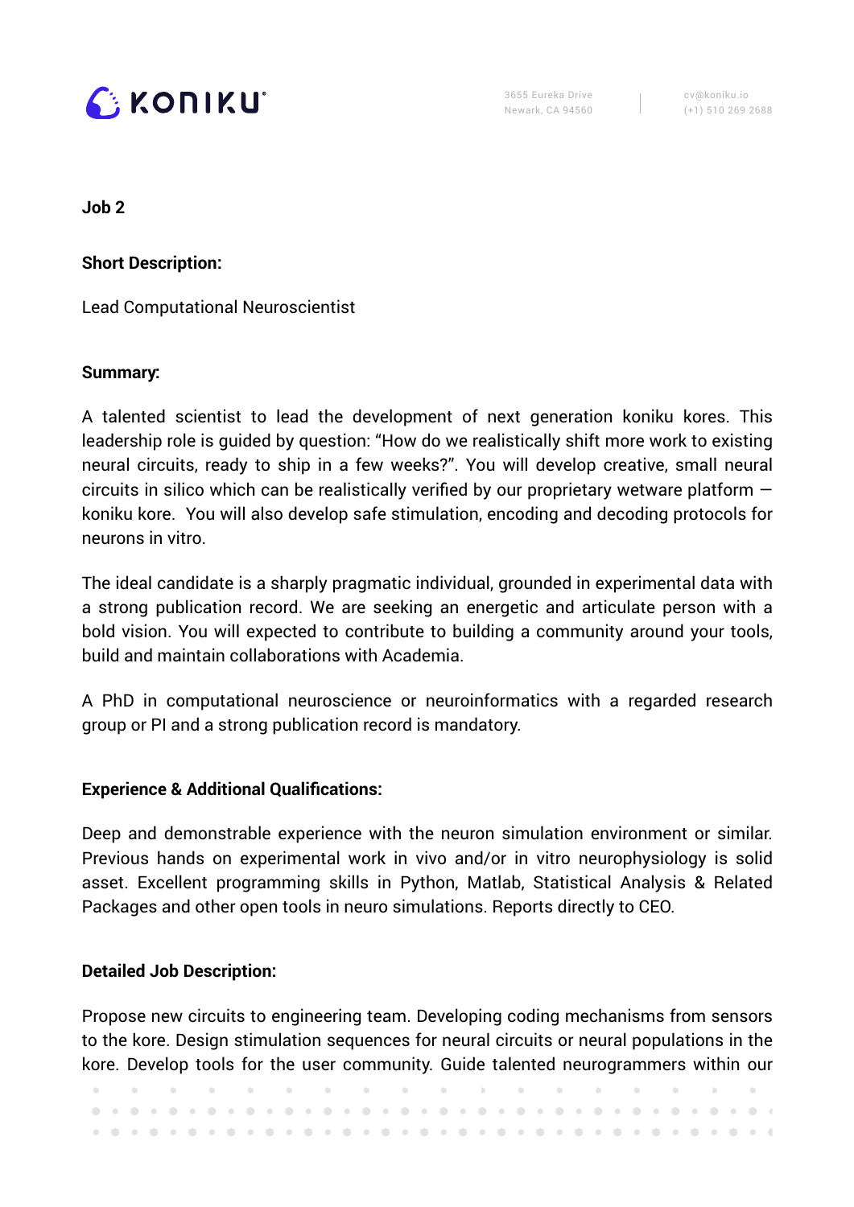**Job 2**

**Short Description:**

Lead Computational Neuroscientist

**Summary:**

A talented scientist to lead the development of next generation koniku kores. This leadership role is guided by question: “How do we realistically shift more work to existing neural circuits, ready to ship in a few weeks?”. You will develop creative, small neural circuits in silico which can be realistically verified by our proprietary wetware platform — koniku kore. You will also develop safe stimulation, encoding and decoding protocols for neurons in vitro.

The ideal candidate is a sharply pragmatic individual, grounded in experimental data with a strong publication record. We are seeking an energetic and articulate person with a bold vision. You will expected to contribute to building a community around your tools, build and maintain collaborations with Academia.

A PhD in computational neuroscience or neuroinformatics with a regarded research group or PI and a strong publication record is mandatory.

**Experience & Additional Qualifications:**

Deep and demonstrable experience with the neuron simulation environment or similar. Previous hands on experimental work in vivo and/or in vitro neurophysiology is solid asset. Excellent programming skills in Python, Matlab, Statistical Analysis & Related Packages and other open tools in neuro simulations. Reports directly to CEO.

**Detailed Job Description:**

Propose new circuits to engineering team. Developing coding mechanisms from sensors to the kore. Design stimulation sequences for neural circuits or neural populations in the kore. Develop tools for the user community. Guide talented neurogrammers within our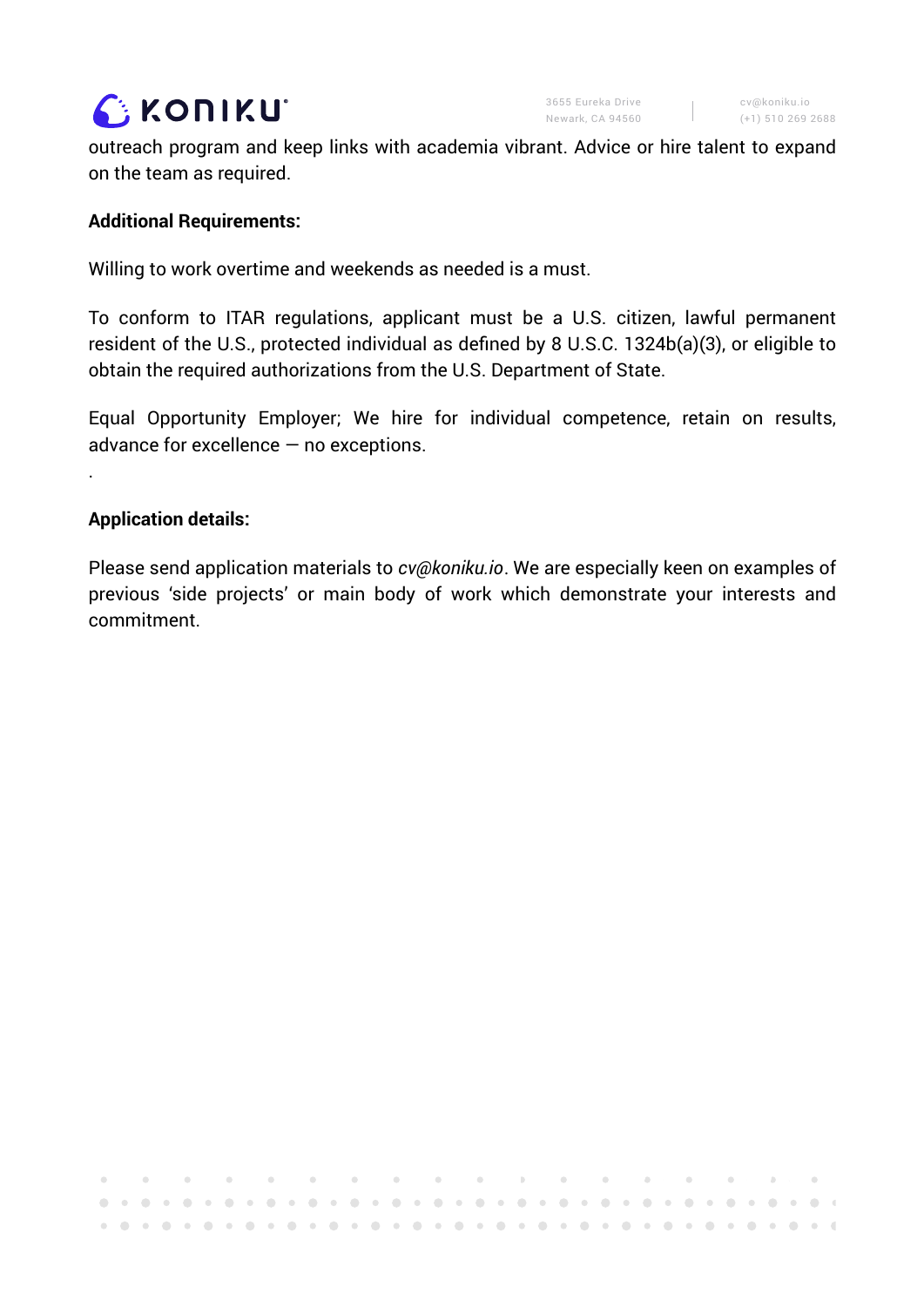outreach program and keep links with academia vibrant. Advice or hire talent to expand on the team as required.

**Additional Requirements:**

Willing to work overtime and weekends as needed is a must.

To conform to ITAR regulations, applicant must be a U.S. citizen, lawful permanent resident of the U.S., protected individual as defined by 8 U.S.C. 1324b(a)(3), or eligible to obtain the required authorizations from the U.S. Department of State.

Equal Opportunity Employer; We hire for individual competence, retain on results, advance for excellence — no exceptions.

.

**Application details:**

Please send application materials to *cv@koniku.io*. We are especially keen on examples of previous 'side projects' or main body of work which demonstrate your interests and commitment.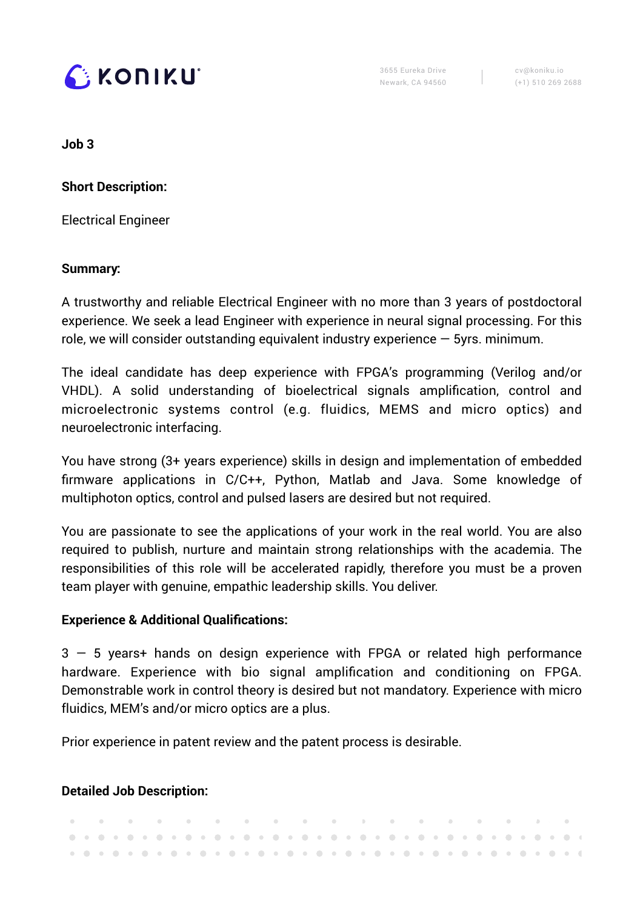**Job 3**

**Short Description:**

Electrical Engineer

**Summary:**

A trustworthy and reliable Electrical Engineer with no more than 3 years of postdoctoral experience. We seek a lead Engineer with experience in neural signal processing. For this role, we will consider outstanding equivalent industry experience — 5yrs. minimum.

The ideal candidate has deep experience with FPGA's programming (Verilog and/or VHDL). A solid understanding of bioelectrical signals amplification, control and microelectronic systems control (e.g. fluidics, MEMS and micro optics) and neuroelectronic interfacing.

You have strong (3+ years experience) skills in design and implementation of embedded firmware applications in C/C++, Python, Matlab and Java. Some knowledge of multiphoton optics, control and pulsed lasers are desired but not required.

You are passionate to see the applications of your work in the real world. You are also required to publish, nurture and maintain strong relationships with the academia. The responsibilities of this role will be accelerated rapidly, therefore you must be a proven team player with genuine, empathic leadership skills. You deliver.

**Experience & Additional Qualifications:**

3 — 5 years+ hands on design experience with FPGA or related high performance hardware. Experience with bio signal amplification and conditioning on FPGA. Demonstrable work in control theory is desired but not mandatory. Experience with micro fluidics, MEM's and/or micro optics are a plus.

Prior experience in patent review and the patent process is desirable.

**Detailed Job Description:**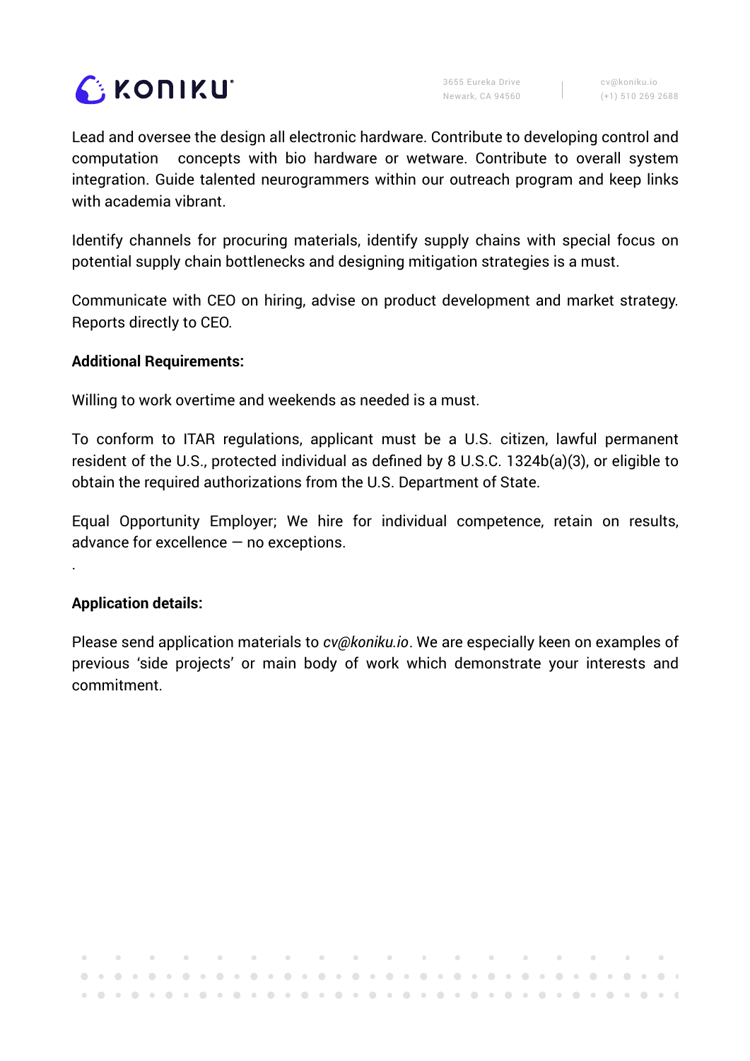Lead and oversee the design all electronic hardware. Contribute to developing control and computation concepts with bio hardware or wetware. Contribute to overall system integration. Guide talented neurogrammers within our outreach program and keep links with academia vibrant.

Identify channels for procuring materials, identify supply chains with special focus on potential supply chain bottlenecks and designing mitigation strategies is a must.

Communicate with CEO on hiring, advise on product development and market strategy. Reports directly to CEO.

**Additional Requirements:**

Willing to work overtime and weekends as needed is a must.

To conform to ITAR regulations, applicant must be a U.S. citizen, lawful permanent resident of the U.S., protected individual as defined by 8 U.S.C. 1324b(a)(3), or eligible to obtain the required authorizations from the U.S. Department of State.

Equal Opportunity Employer; We hire for individual competence, retain on results, advance for excellence — no exceptions.

.

**Application details:**

Please send application materials to *cv@koniku.io*. We are especially keen on examples of previous 'side projects' or main body of work which demonstrate your interests and commitment.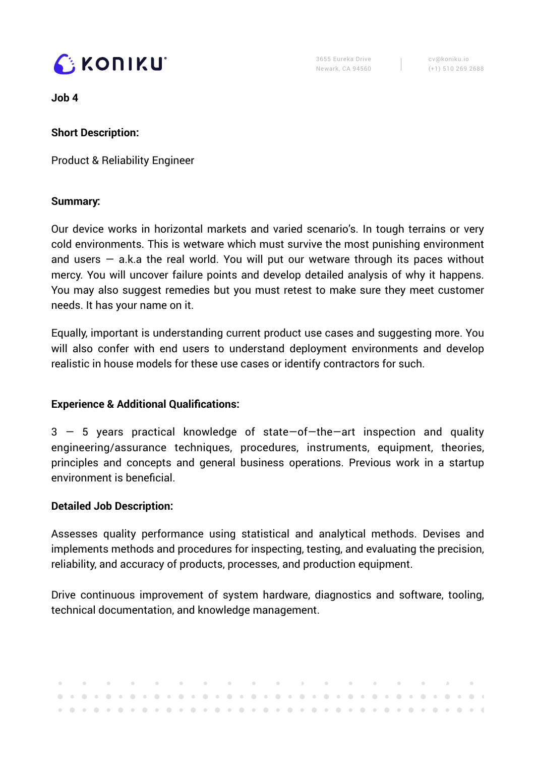**Job 4**

**Short Description:**

Product & Reliability Engineer

**Summary:**

Our device works in horizontal markets and varied scenario's. In tough terrains or very cold environments. This is wetware which must survive the most punishing environment and users — a.k.a the real world. You will put our wetware through its paces without mercy. You will uncover failure points and develop detailed analysis of why it happens. You may also suggest remedies but you must retest to make sure they meet customer needs. It has your name on it.

Equally, important is understanding current product use cases and suggesting more. You will also confer with end users to understand deployment environments and develop realistic in house models for these use cases or identify contractors for such.

**Experience & Additional Qualifications:**

3 — 5 years practical knowledge of state—of—the—art inspection and quality engineering/assurance techniques, procedures, instruments, equipment, theories, principles and concepts and general business operations. Previous work in a startup environment is beneficial.

**Detailed Job Description:**

Assesses quality performance using statistical and analytical methods. Devises and implements methods and procedures for inspecting, testing, and evaluating the precision, reliability, and accuracy of products, processes, and production equipment.

Drive continuous improvement of system hardware, diagnostics and software, tooling, technical documentation, and knowledge management.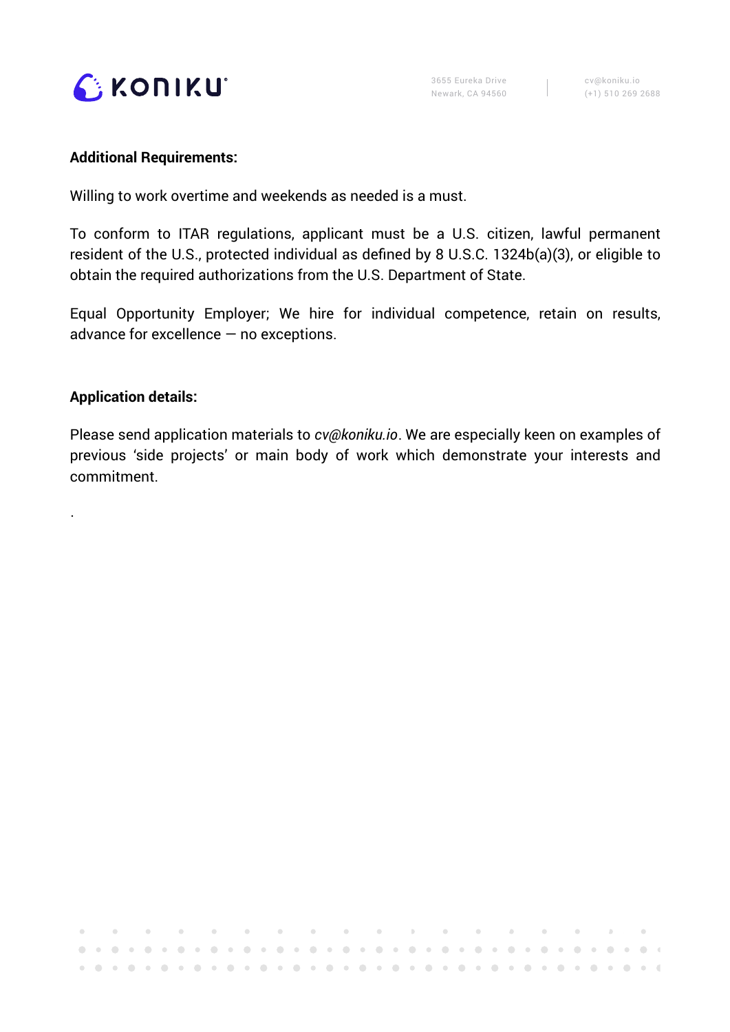**Additional Requirements:**

Willing to work overtime and weekends as needed is a must.

To conform to ITAR regulations, applicant must be a U.S. citizen, lawful permanent resident of the U.S., protected individual as defined by 8 U.S.C. 1324b(a)(3), or eligible to obtain the required authorizations from the U.S. Department of State.

Equal Opportunity Employer; We hire for individual competence, retain on results, advance for excellence — no exceptions.

**Application details:**

Please send application materials to *cv@koniku.io*. We are especially keen on examples of previous 'side projects' or main body of work which demonstrate your interests and commitment.

.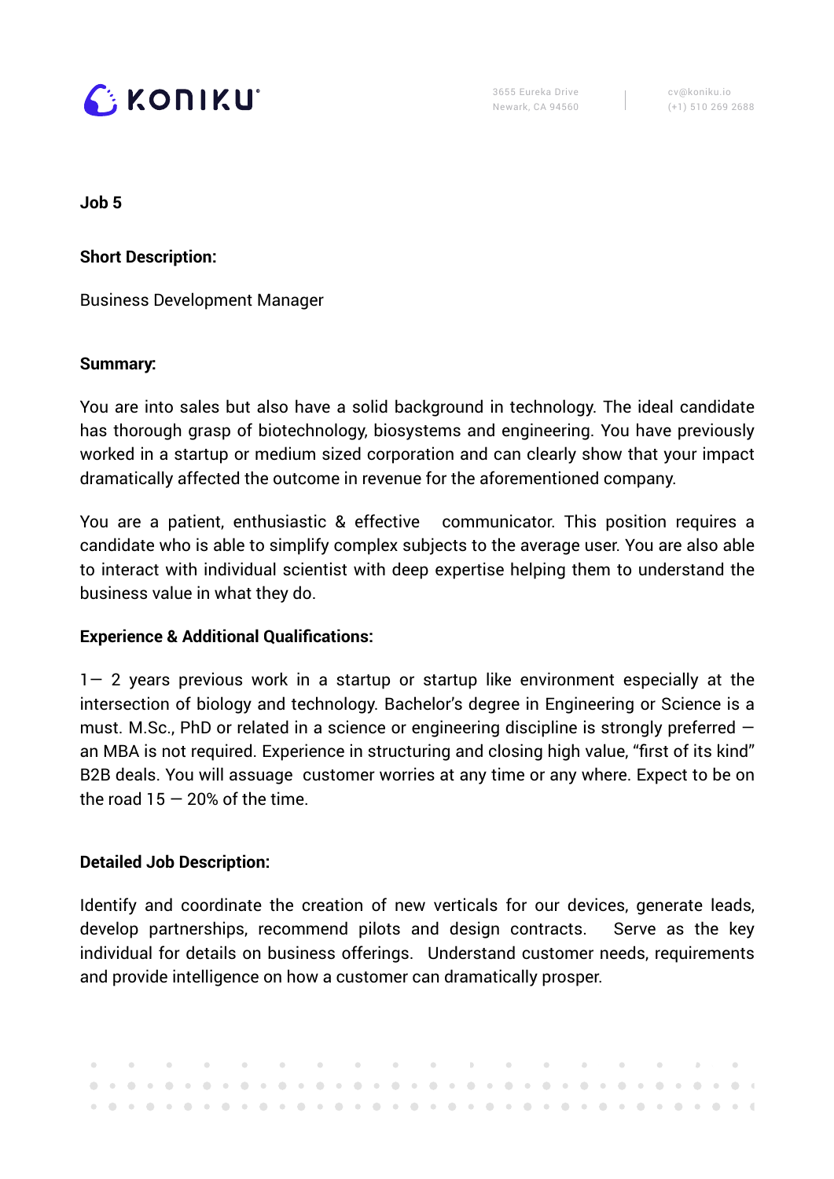**Job 5**

**Short Description:**

Business Development Manager

**Summary:**

You are into sales but also have a solid background in technology. The ideal candidate has thorough grasp of biotechnology, biosystems and engineering. You have previously worked in a startup or medium sized corporation and can clearly show that your impact dramatically affected the outcome in revenue for the aforementioned company.

You are a patient, enthusiastic & effective communicator. This position requires a candidate who is able to simplify complex subjects to the average user. You are also able to interact with individual scientist with deep expertise helping them to understand the business value in what they do.

**Experience & Additional Qualifications:**

1— 2 years previous work in a startup or startup like environment especially at the intersection of biology and technology. Bachelor's degree in Engineering or Science is a must. M.Sc., PhD or related in a science or engineering discipline is strongly preferred — an MBA is not required. Experience in structuring and closing high value, "first of its kind" B2B deals. You will assuage customer worries at any time or any where. Expect to be on the road 15 — 20% of the time.

**Detailed Job Description:**

Identify and coordinate the creation of new verticals for our devices, generate leads, develop partnerships, recommend pilots and design contracts. Serve as the key individual for details on business offerings. Understand customer needs, requirements and provide intelligence on how a customer can dramatically prosper.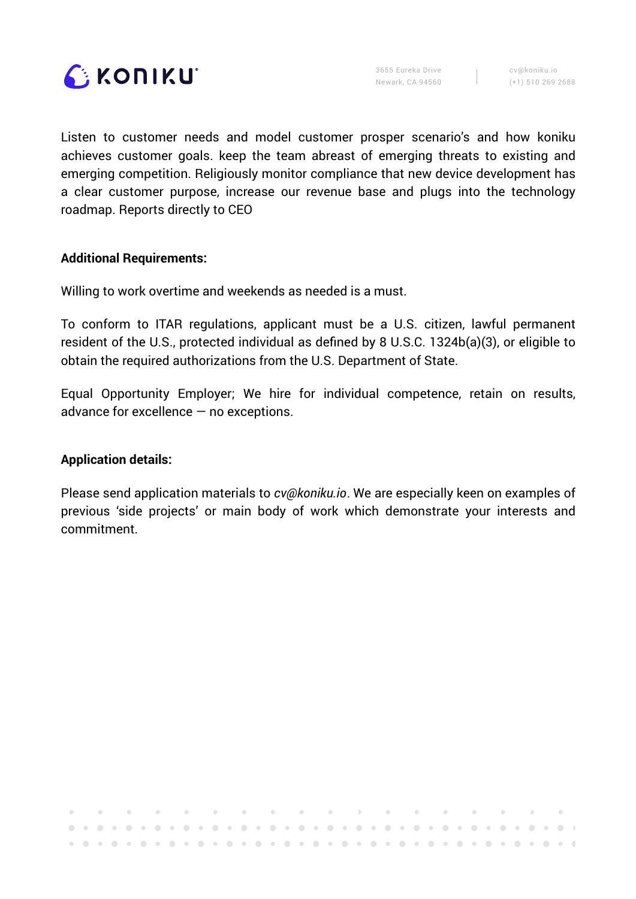Listen to customer needs and model customer prosper scenario's and how koniku achieves customer goals. keep the team abreast of emerging threats to existing and emerging competition. Religiously monitor compliance that new device development has a clear customer purpose, increase our revenue base and plugs into the technology roadmap. Reports directly to CEO

**Additional Requirements:**

Willing to work overtime and weekends as needed is a must.

To conform to ITAR regulations, applicant must be a U.S. citizen, lawful permanent resident of the U.S., protected individual as defined by 8 U.S.C. 1324b(a)(3), or eligible to obtain the required authorizations from the U.S. Department of State.

Equal Opportunity Employer; We hire for individual competence, retain on results, advance for excellence — no exceptions.

**Application details:**

Please send application materials to *cv@koniku.io*. We are especially keen on examples of previous 'side projects' or main body of work which demonstrate your interests and commitment.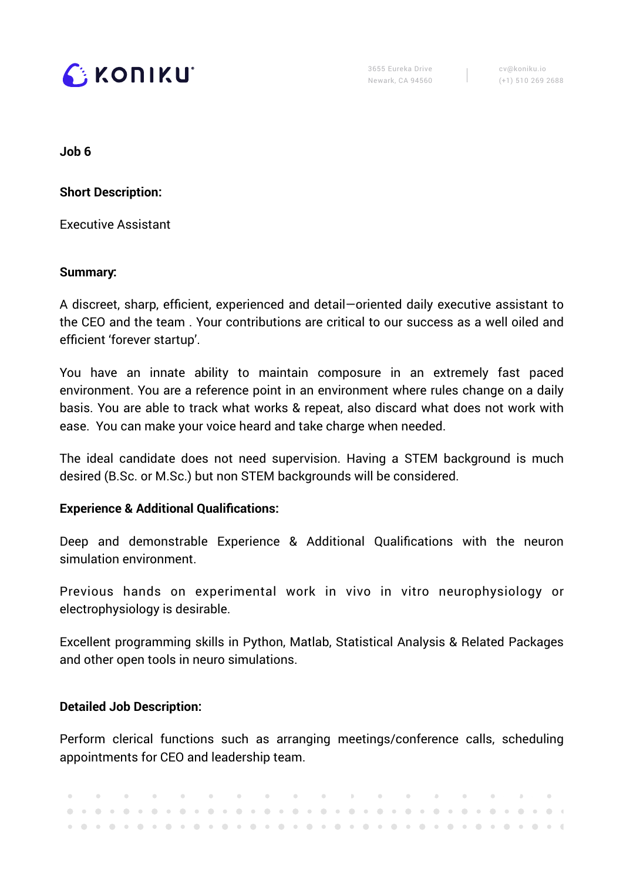**Job 6**

**Short Description:**

Executive Assistant

**Summary:**

A discreet, sharp, efficient, experienced and detail—oriented daily executive assistant to the CEO and the team . Your contributions are critical to our success as a well oiled and efficient 'forever startup'.

You have an innate ability to maintain composure in an extremely fast paced environment. You are a reference point in an environment where rules change on a daily basis. You are able to track what works & repeat, also discard what does not work with ease. You can make your voice heard and take charge when needed.

The ideal candidate does not need supervision. Having a STEM background is much desired (B.Sc. or M.Sc.) but non STEM backgrounds will be considered.

**Experience & Additional Qualifications:**

Deep and demonstrable Experience & Additional Qualifications with the neuron simulation environment.

Previous hands on experimental work in vivo in vitro neurophysiology or electrophysiology is desirable.

Excellent programming skills in Python, Matlab, Statistical Analysis & Related Packages and other open tools in neuro simulations.

**Detailed Job Description:**

Perform clerical functions such as arranging meetings/conference calls, scheduling appointments for CEO and leadership team.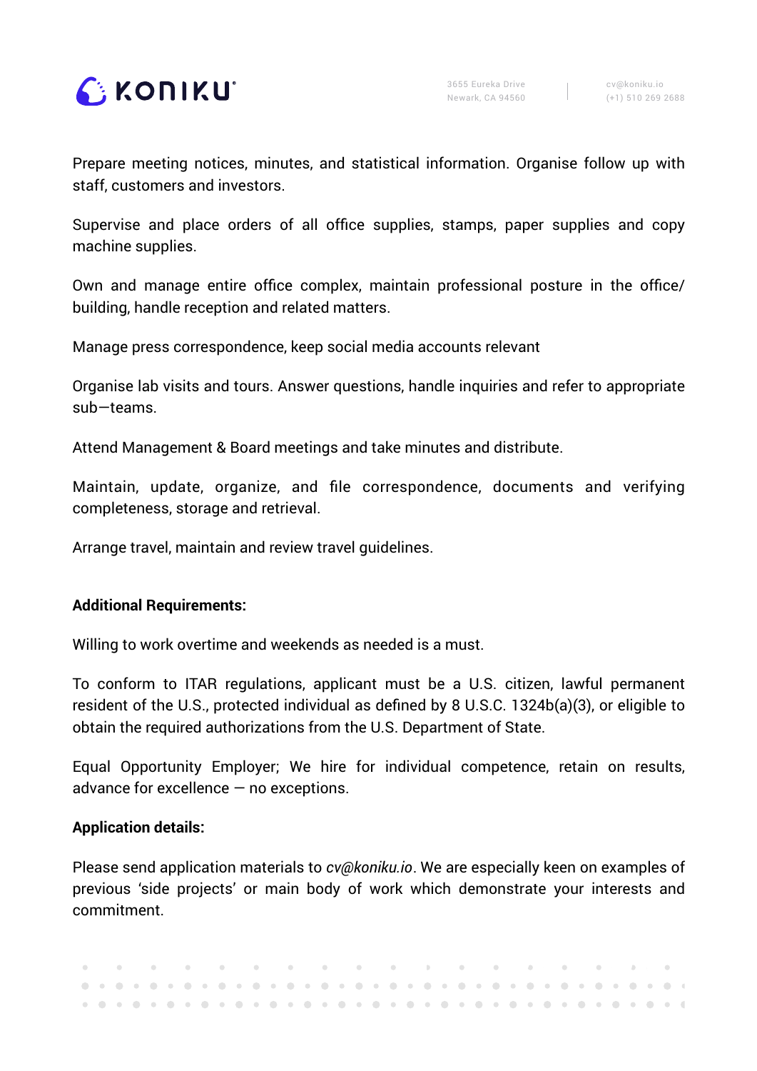Prepare meeting notices, minutes, and statistical information. Organise follow up with staff, customers and investors.

Supervise and place orders of all office supplies, stamps, paper supplies and copy machine supplies.

Own and manage entire office complex, maintain professional posture in the office/ building, handle reception and related matters.

Manage press correspondence, keep social media accounts relevant

Organise lab visits and tours. Answer questions, handle inquiries and refer to appropriate sub—teams.

Attend Management & Board meetings and take minutes and distribute.

Maintain, update, organize, and file correspondence, documents and verifying completeness, storage and retrieval.

Arrange travel, maintain and review travel guidelines.

**Additional Requirements:**

Willing to work overtime and weekends as needed is a must.

To conform to ITAR regulations, applicant must be a U.S. citizen, lawful permanent resident of the U.S., protected individual as defined by 8 U.S.C. 1324b(a)(3), or eligible to obtain the required authorizations from the U.S. Department of State.

Equal Opportunity Employer; We hire for individual competence, retain on results, advance for excellence — no exceptions.

**Application details:**

Please send application materials to *cv@koniku.io*. We are especially keen on examples of previous 'side projects' or main body of work which demonstrate your interests and commitment.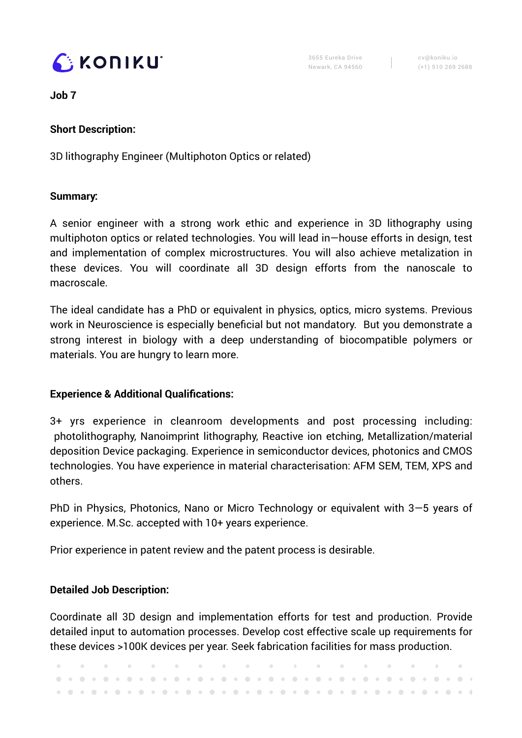**Job 7**

**Short Description:**

3D lithography Engineer (Multiphoton Optics or related)

**Summary:**

A senior engineer with a strong work ethic and experience in 3D lithography using multiphoton optics or related technologies. You will lead in—house efforts in design, test and implementation of complex microstructures. You will also achieve metalization in these devices. You will coordinate all 3D design efforts from the nanoscale to macroscale.

The ideal candidate has a PhD or equivalent in physics, optics, micro systems. Previous work in Neuroscience is especially beneficial but not mandatory. But you demonstrate a strong interest in biology with a deep understanding of biocompatible polymers or materials. You are hungry to learn more.

**Experience & Additional Qualifications:**

3+ yrs experience in cleanroom developments and post processing including: photolithography, Nanoimprint lithography, Reactive ion etching, Metallization/material deposition Device packaging. Experience in semiconductor devices, photonics and CMOS technologies. You have experience in material characterisation: AFM SEM, TEM, XPS and others.

PhD in Physics, Photonics, Nano or Micro Technology or equivalent with 3—5 years of experience. M.Sc. accepted with 10+ years experience.

Prior experience in patent review and the patent process is desirable.

**Detailed Job Description:**

Coordinate all 3D design and implementation efforts for test and production. Provide detailed input to automation processes. Develop cost effective scale up requirements for these devices >100K devices per year. Seek fabrication facilities for mass production.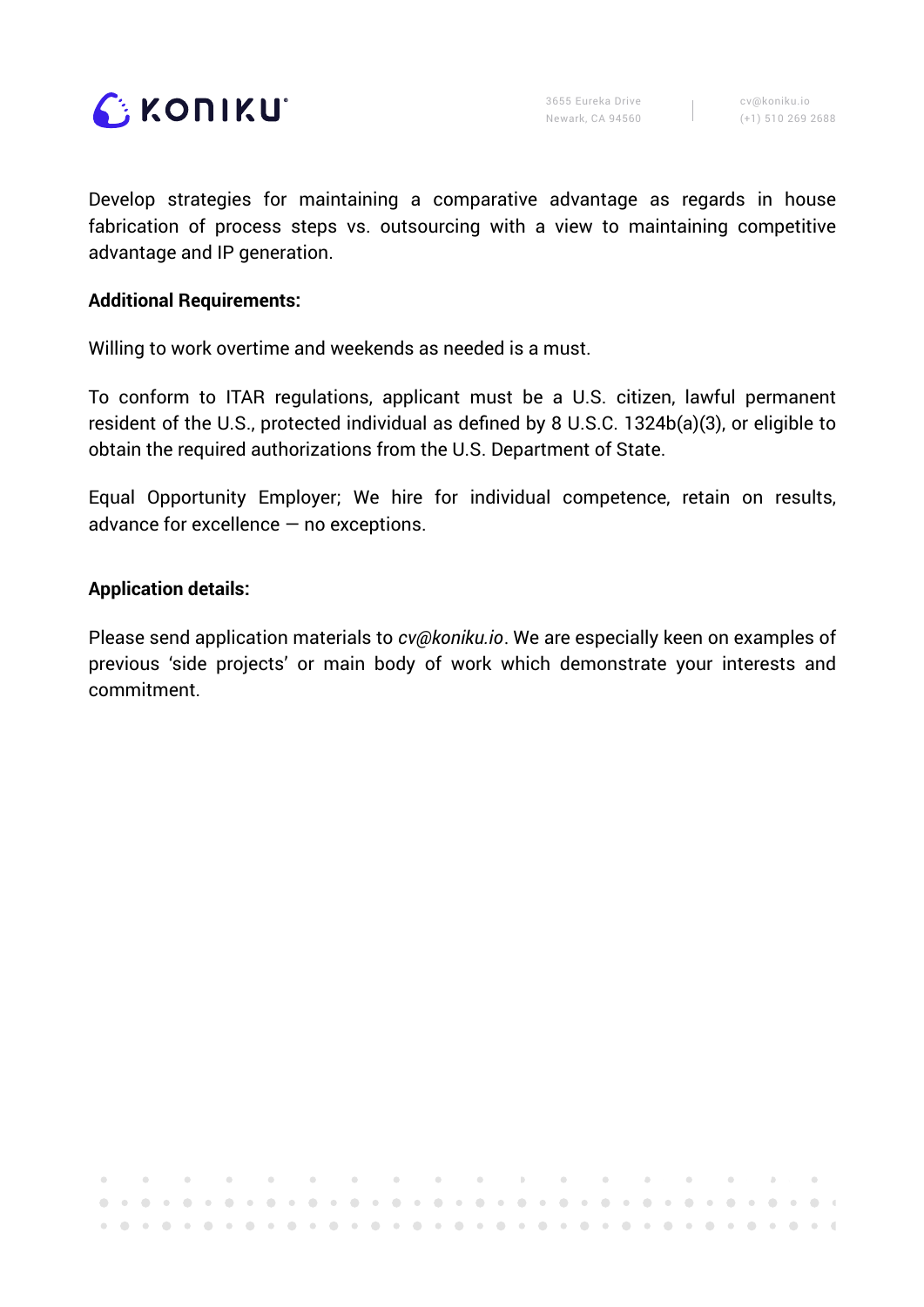Develop strategies for maintaining a comparative advantage as regards in house fabrication of process steps vs. outsourcing with a view to maintaining competitive advantage and IP generation.

**Additional Requirements:**

Willing to work overtime and weekends as needed is a must.

To conform to ITAR regulations, applicant must be a U.S. citizen, lawful permanent resident of the U.S., protected individual as defined by 8 U.S.C. 1324b(a)(3), or eligible to obtain the required authorizations from the U.S. Department of State.

Equal Opportunity Employer; We hire for individual competence, retain on results, advance for excellence — no exceptions.

**Application details:**

Please send application materials to *cv@koniku.io*. We are especially keen on examples of previous 'side projects' or main body of work which demonstrate your interests and commitment.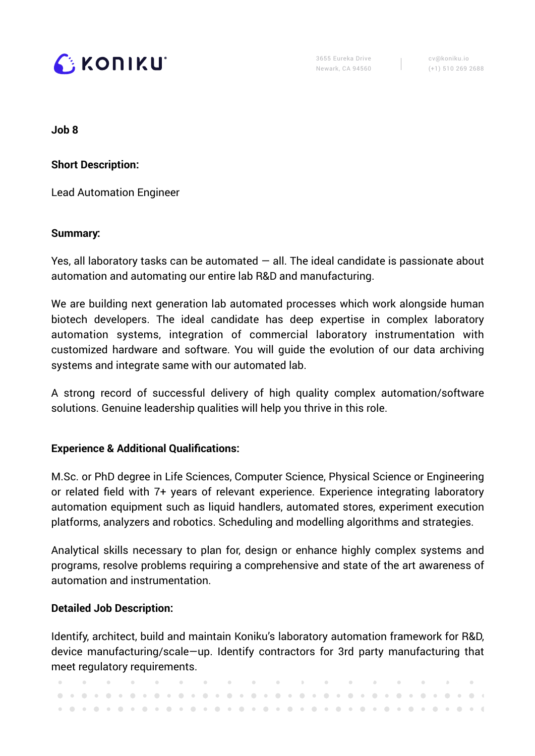**Job 8**

**Short Description:**

Lead Automation Engineer

**Summary:**

Yes, all laboratory tasks can be automated — all. The ideal candidate is passionate about automation and automating our entire lab R&D and manufacturing.

We are building next generation lab automated processes which work alongside human biotech developers. The ideal candidate has deep expertise in complex laboratory automation systems, integration of commercial laboratory instrumentation with customized hardware and software. You will guide the evolution of our data archiving systems and integrate same with our automated lab.

A strong record of successful delivery of high quality complex automation/software solutions. Genuine leadership qualities will help you thrive in this role.

**Experience & Additional Qualifications:**

M.Sc. or PhD degree in Life Sciences, Computer Science, Physical Science or Engineering or related field with 7+ years of relevant experience. Experience integrating laboratory automation equipment such as liquid handlers, automated stores, experiment execution platforms, analyzers and robotics. Scheduling and modelling algorithms and strategies.

Analytical skills necessary to plan for, design or enhance highly complex systems and programs, resolve problems requiring a comprehensive and state of the art awareness of automation and instrumentation.

**Detailed Job Description:**

Identify, architect, build and maintain Koniku's laboratory automation framework for R&D, device manufacturing/scale—up. Identify contractors for 3rd party manufacturing that meet regulatory requirements.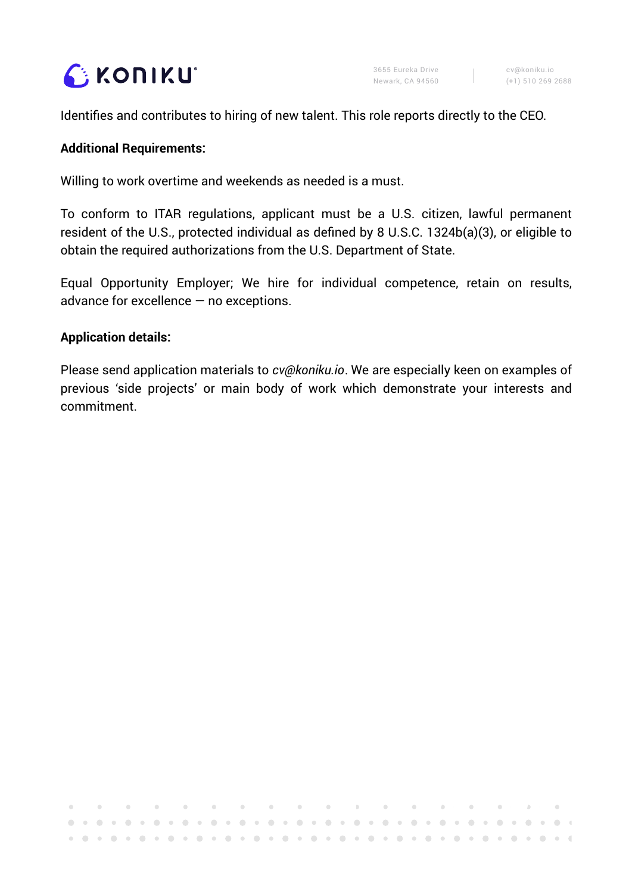Identifies and contributes to hiring of new talent. This role reports directly to the CEO.

**Additional Requirements:**

Willing to work overtime and weekends as needed is a must.

To conform to ITAR regulations, applicant must be a U.S. citizen, lawful permanent resident of the U.S., protected individual as defined by 8 U.S.C. 1324b(a)(3), or eligible to obtain the required authorizations from the U.S. Department of State.

Equal Opportunity Employer; We hire for individual competence, retain on results, advance for excellence — no exceptions.

**Application details:**

Please send application materials to *cv@koniku.io*. We are especially keen on examples of previous 'side projects' or main body of work which demonstrate your interests and commitment.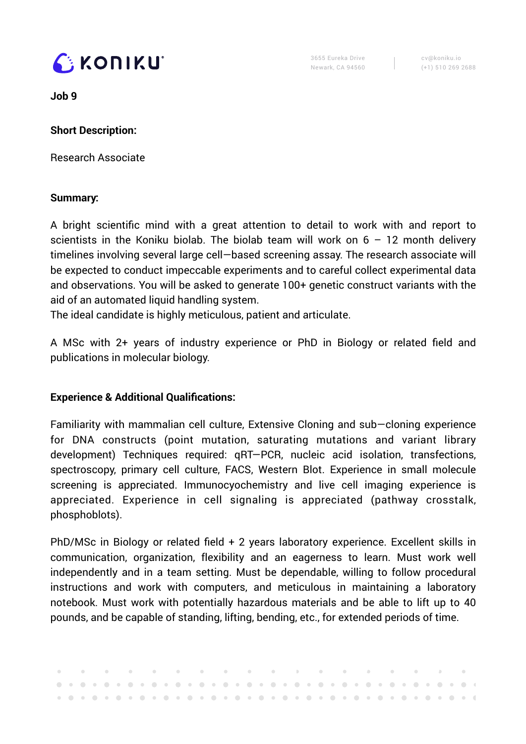**Job 9**

**Short Description:**

Research Associate

**Summary:**

A bright scientific mind with a great attention to detail to work with and report to scientists in the Koniku biolab. The biolab team will work on 6 – 12 month delivery timelines involving several large cell—based screening assay. The research associate will be expected to conduct impeccable experiments and to careful collect experimental data and observations. You will be asked to generate 100+ genetic construct variants with the aid of an automated liquid handling system.
The ideal candidate is highly meticulous, patient and articulate.

A MSc with 2+ years of industry experience or PhD in Biology or related field and publications in molecular biology.

**Experience & Additional Qualifications:**

Familiarity with mammalian cell culture, Extensive Cloning and sub—cloning experience for DNA constructs (point mutation, saturating mutations and variant library development) Techniques required: qRT—PCR, nucleic acid isolation, transfections, spectroscopy, primary cell culture, FACS, Western Blot. Experience in small molecule screening is appreciated. Immunocyochemistry and live cell imaging experience is appreciated. Experience in cell signaling is appreciated (pathway crosstalk, phosphoblots).

PhD/MSc in Biology or related field + 2 years laboratory experience. Excellent skills in communication, organization, flexibility and an eagerness to learn. Must work well independently and in a team setting. Must be dependable, willing to follow procedural instructions and work with computers, and meticulous in maintaining a laboratory notebook. Must work with potentially hazardous materials and be able to lift up to 40 pounds, and be capable of standing, lifting, bending, etc., for extended periods of time.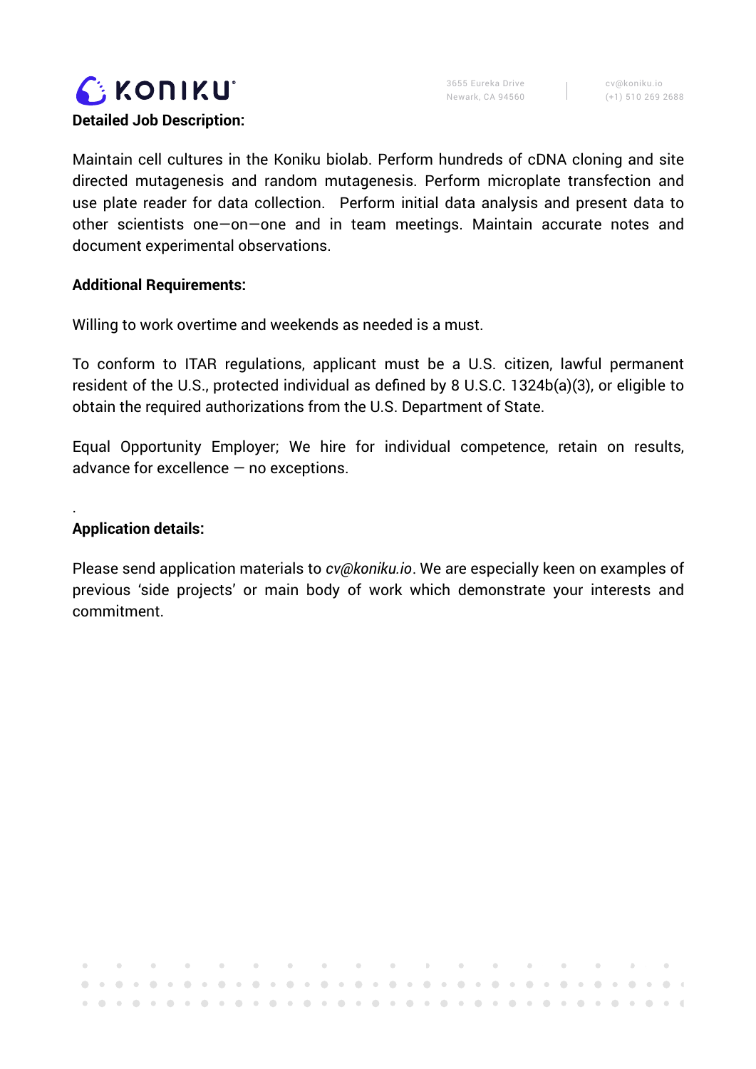**Detailed Job Description:**

Maintain cell cultures in the Koniku biolab. Perform hundreds of cDNA cloning and site directed mutagenesis and random mutagenesis. Perform microplate transfection and use plate reader for data collection. Perform initial data analysis and present data to other scientists one—on—one and in team meetings. Maintain accurate notes and document experimental observations.

**Additional Requirements:**

Willing to work overtime and weekends as needed is a must.

To conform to ITAR regulations, applicant must be a U.S. citizen, lawful permanent resident of the U.S., protected individual as defined by 8 U.S.C. 1324b(a)(3), or eligible to obtain the required authorizations from the U.S. Department of State.

Equal Opportunity Employer; We hire for individual competence, retain on results, advance for excellence — no exceptions.

.

**Application details:**

Please send application materials to *cv@koniku.io*. We are especially keen on examples of previous 'side projects' or main body of work which demonstrate your interests and commitment.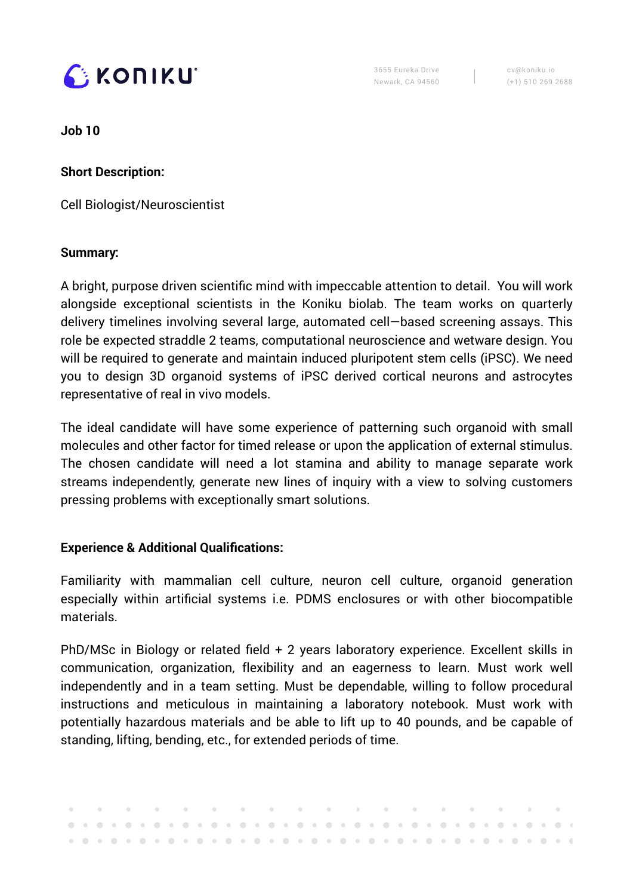**Job 10**

**Short Description:**

Cell Biologist/Neuroscientist

**Summary:**

A bright, purpose driven scientific mind with impeccable attention to detail. You will work alongside exceptional scientists in the Koniku biolab. The team works on quarterly delivery timelines involving several large, automated cell—based screening assays. This role be expected straddle 2 teams, computational neuroscience and wetware design. You will be required to generate and maintain induced pluripotent stem cells (iPSC). We need you to design 3D organoid systems of iPSC derived cortical neurons and astrocytes representative of real in vivo models.

The ideal candidate will have some experience of patterning such organoid with small molecules and other factor for timed release or upon the application of external stimulus. The chosen candidate will need a lot stamina and ability to manage separate work streams independently, generate new lines of inquiry with a view to solving customers pressing problems with exceptionally smart solutions.

**Experience & Additional Qualifications:**

Familiarity with mammalian cell culture, neuron cell culture, organoid generation especially within artificial systems i.e. PDMS enclosures or with other biocompatible materials.

PhD/MSc in Biology or related field + 2 years laboratory experience. Excellent skills in communication, organization, flexibility and an eagerness to learn. Must work well independently and in a team setting. Must be dependable, willing to follow procedural instructions and meticulous in maintaining a laboratory notebook. Must work with potentially hazardous materials and be able to lift up to 40 pounds, and be capable of standing, lifting, bending, etc., for extended periods of time.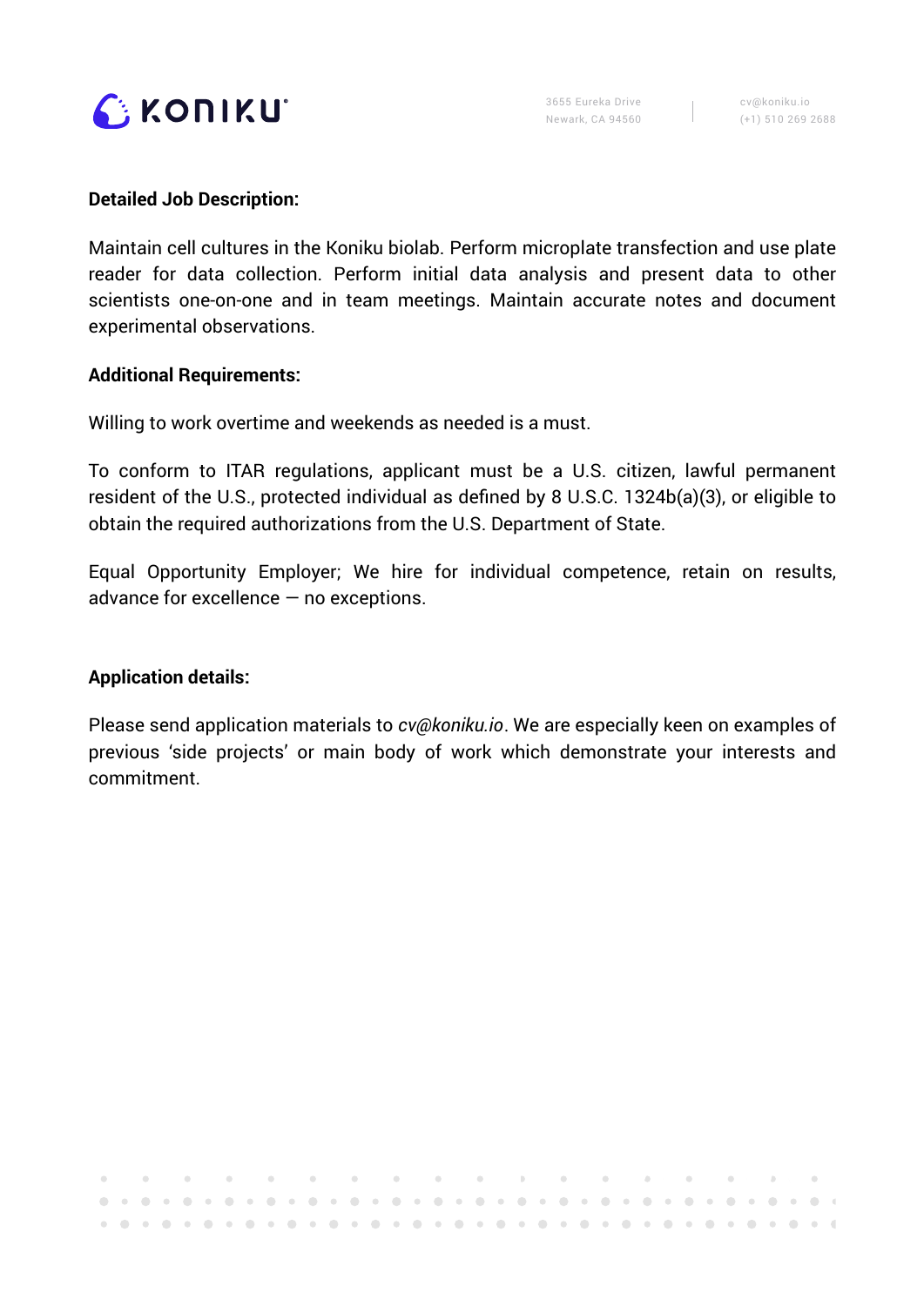**Detailed Job Description:**

Maintain cell cultures in the Koniku biolab. Perform microplate transfection and use plate reader for data collection. Perform initial data analysis and present data to other scientists one-on-one and in team meetings. Maintain accurate notes and document experimental observations.

**Additional Requirements:**

Willing to work overtime and weekends as needed is a must.

To conform to ITAR regulations, applicant must be a U.S. citizen, lawful permanent resident of the U.S., protected individual as defined by 8 U.S.C. 1324b(a)(3), or eligible to obtain the required authorizations from the U.S. Department of State.

Equal Opportunity Employer; We hire for individual competence, retain on results, advance for excellence — no exceptions.

**Application details:**

Please send application materials to *cv@koniku.io*. We are especially keen on examples of previous 'side projects' or main body of work which demonstrate your interests and commitment.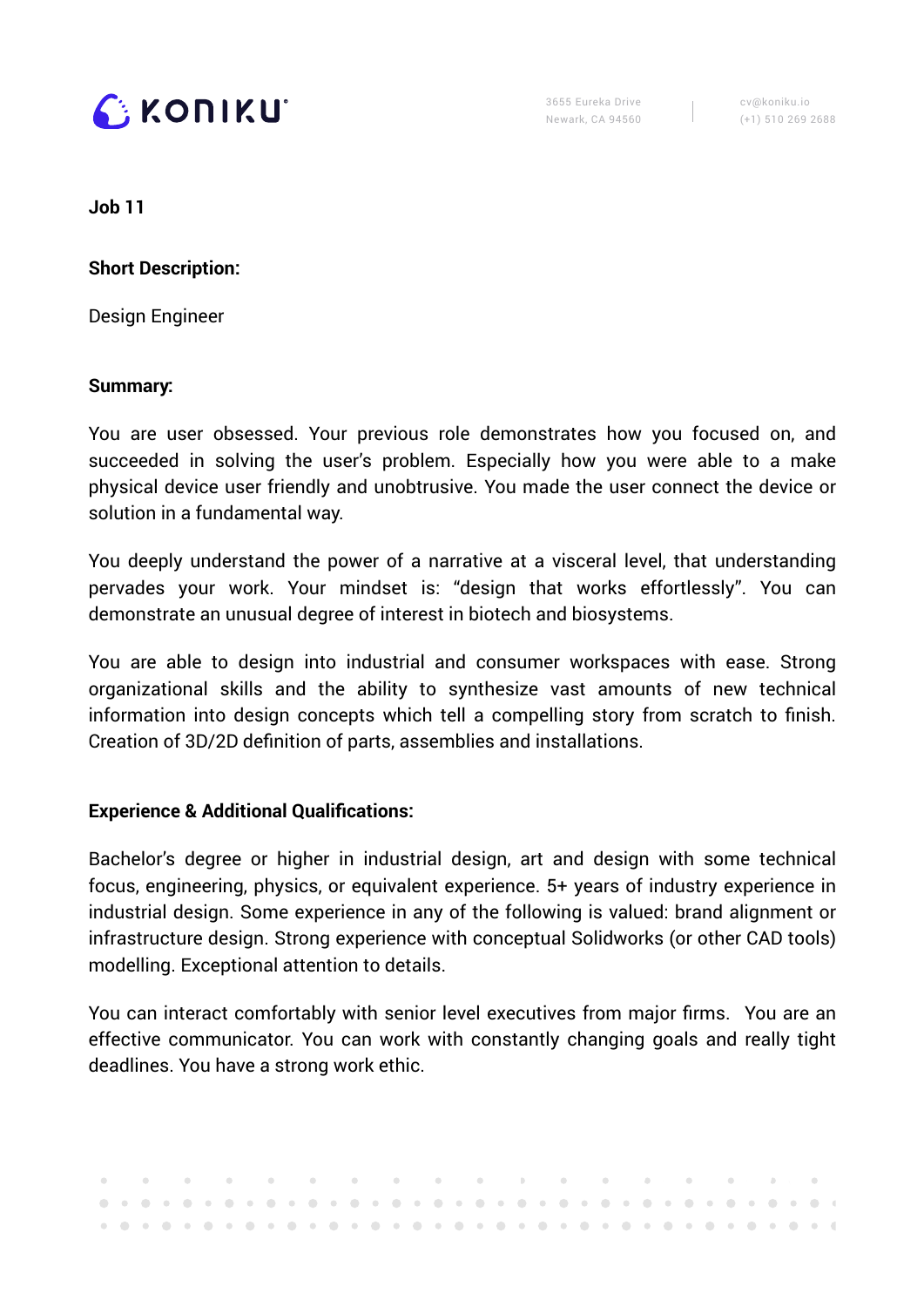**Job 11**

**Short Description:**

Design Engineer

**Summary:**

You are user obsessed. Your previous role demonstrates how you focused on, and succeeded in solving the user's problem. Especially how you were able to a make physical device user friendly and unobtrusive. You made the user connect the device or solution in a fundamental way.

You deeply understand the power of a narrative at a visceral level, that understanding pervades your work. Your mindset is: "design that works effortlessly". You can demonstrate an unusual degree of interest in biotech and biosystems.

You are able to design into industrial and consumer workspaces with ease. Strong organizational skills and the ability to synthesize vast amounts of new technical information into design concepts which tell a compelling story from scratch to finish. Creation of 3D/2D definition of parts, assemblies and installations.

**Experience & Additional Qualifications:**

Bachelor's degree or higher in industrial design, art and design with some technical focus, engineering, physics, or equivalent experience. 5+ years of industry experience in industrial design. Some experience in any of the following is valued: brand alignment or infrastructure design. Strong experience with conceptual Solidworks (or other CAD tools) modelling. Exceptional attention to details.

You can interact comfortably with senior level executives from major firms. You are an effective communicator. You can work with constantly changing goals and really tight deadlines. You have a strong work ethic.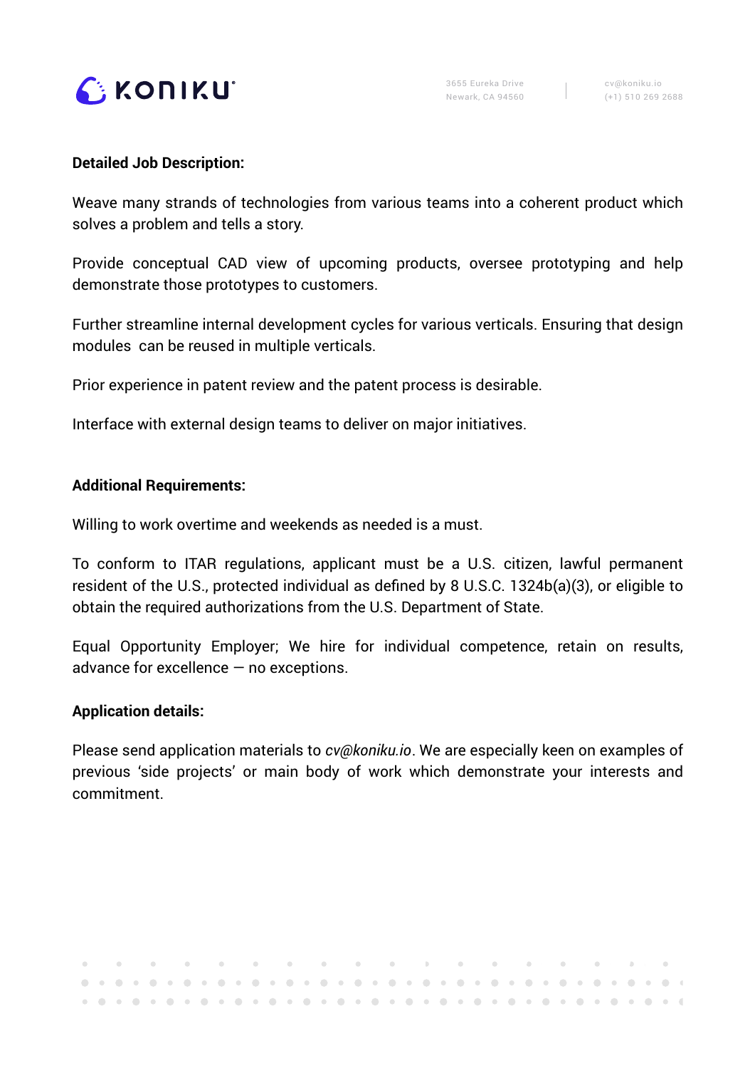**Detailed Job Description:**

Weave many strands of technologies from various teams into a coherent product which solves a problem and tells a story.

Provide conceptual CAD view of upcoming products, oversee prototyping and help demonstrate those prototypes to customers.

Further streamline internal development cycles for various verticals. Ensuring that design modules can be reused in multiple verticals.

Prior experience in patent review and the patent process is desirable.

Interface with external design teams to deliver on major initiatives.

**Additional Requirements:**

Willing to work overtime and weekends as needed is a must.

To conform to ITAR regulations, applicant must be a U.S. citizen, lawful permanent resident of the U.S., protected individual as defined by 8 U.S.C. 1324b(a)(3), or eligible to obtain the required authorizations from the U.S. Department of State.

Equal Opportunity Employer; We hire for individual competence, retain on results, advance for excellence — no exceptions.

**Application details:**

Please send application materials to *cv@koniku.io*. We are especially keen on examples of previous 'side projects' or main body of work which demonstrate your interests and commitment.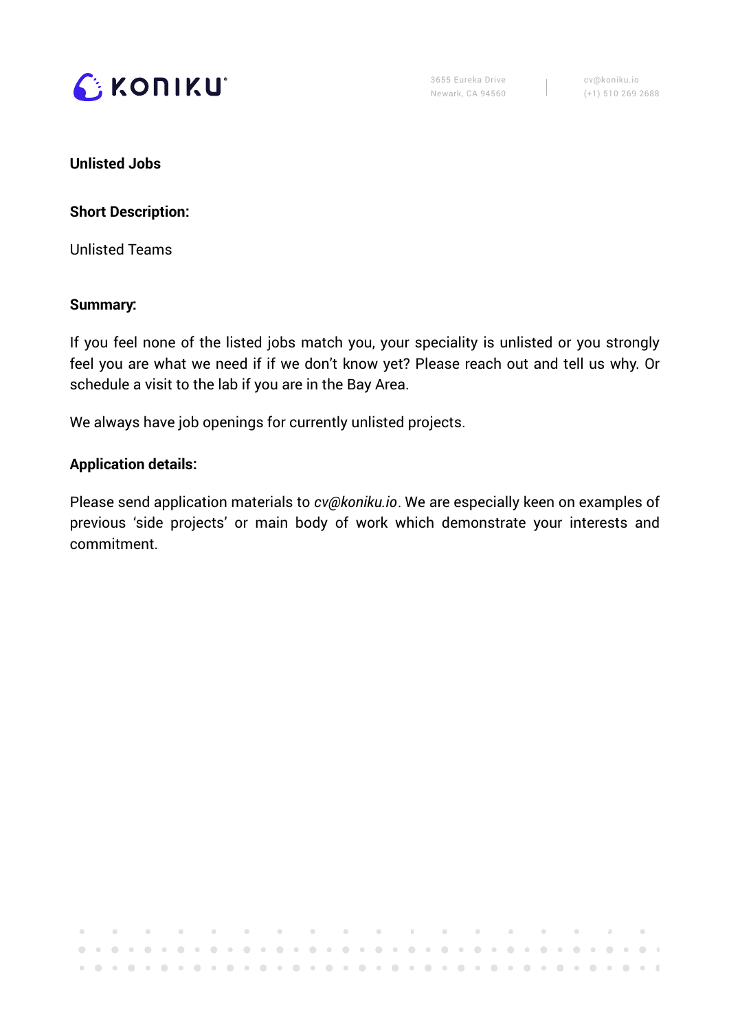**Unlisted Jobs**

**Short Description:**

Unlisted Teams

**Summary:**

If you feel none of the listed jobs match you, your speciality is unlisted or you strongly feel you are what we need if if we don't know yet? Please reach out and tell us why. Or schedule a visit to the lab if you are in the Bay Area.

We always have job openings for currently unlisted projects.

**Application details:**

Please send application materials to *cv@koniku.io*. We are especially keen on examples of previous 'side projects' or main body of work which demonstrate your interests and commitment.